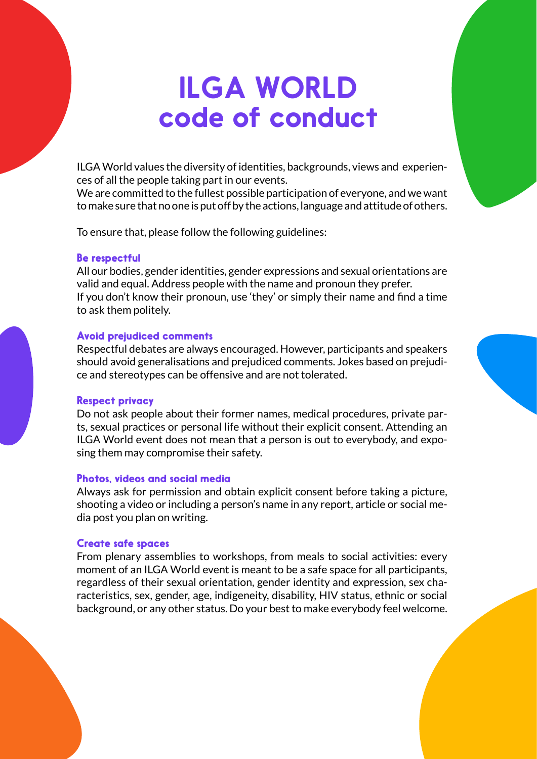# ILGA WORLD
## code of conduct

ILGA World values the diversity of identities, backgrounds, views and experiences of all the people taking part in our events.
We are committed to the fullest possible participation of everyone, and we want to make sure that no one is put off by the actions, language and attitude of others.

To ensure that, please follow the following guidelines:

### Be respectful

All our bodies, gender identities, gender expressions and sexual orientations are valid and equal. Address people with the name and pronoun they prefer.
If you don't know their pronoun, use 'they' or simply their name and find a time to ask them politely.

### Avoid prejudiced comments

Respectful debates are always encouraged. However, participants and speakers should avoid generalisations and prejudiced comments. Jokes based on prejudice and stereotypes can be offensive and are not tolerated.

### Respect privacy

Do not ask people about their former names, medical procedures, private parts, sexual practices or personal life without their explicit consent. Attending an ILGA World event does not mean that a person is out to everybody, and exposing them may compromise their safety.

### Photos, videos and social media

Always ask for permission and obtain explicit consent before taking a picture, shooting a video or including a person's name in any report, article or social media post you plan on writing.

### Create safe spaces

From plenary assemblies to workshops, from meals to social activities: every moment of an ILGA World event is meant to be a safe space for all participants, regardless of their sexual orientation, gender identity and expression, sex characteristics, sex, gender, age, indigeneity, disability, HIV status, ethnic or social background, or any other status. Do your best to make everybody feel welcome.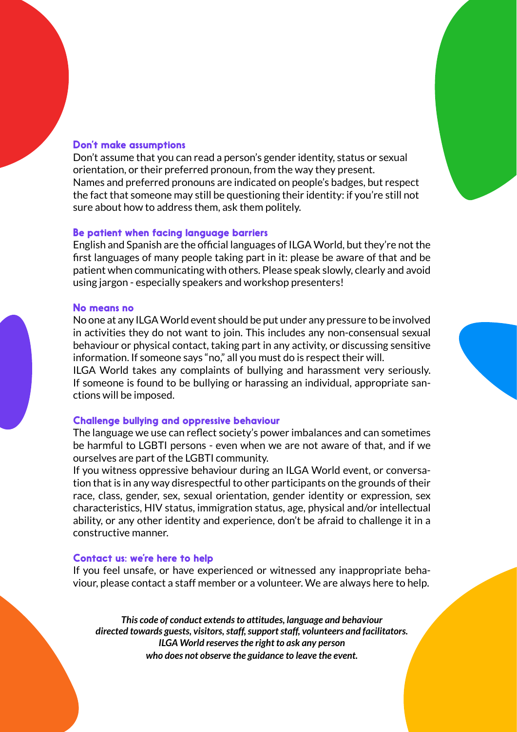### Don't make assumptions

Don't assume that you can read a person's gender identity, status or sexual orientation, or their preferred pronoun, from the way they present.
Names and preferred pronouns are indicated on people's badges, but respect the fact that someone may still be questioning their identity: if you're still not sure about how to address them, ask them politely.

### Be patient when facing language barriers

English and Spanish are the official languages of ILGA World, but they're not the first languages of many people taking part in it: please be aware of that and be patient when communicating with others. Please speak slowly, clearly and avoid using jargon - especially speakers and workshop presenters!

### No means no

No one at any ILGA World event should be put under any pressure to be involved in activities they do not want to join. This includes any non-consensual sexual behaviour or physical contact, taking part in any activity, or discussing sensitive information. If someone says "no," all you must do is respect their will.
ILGA World takes any complaints of bullying and harassment very seriously. If someone is found to be bullying or harassing an individual, appropriate sanctions will be imposed.

### Challenge bullying and oppressive behaviour

The language we use can reflect society's power imbalances and can sometimes be harmful to LGBTI persons - even when we are not aware of that, and if we ourselves are part of the LGBTI community.
If you witness oppressive behaviour during an ILGA World event, or conversation that is in any way disrespectful to other participants on the grounds of their race, class, gender, sex, sexual orientation, gender identity or expression, sex characteristics, HIV status, immigration status, age, physical and/or intellectual ability, or any other identity and experience, don't be afraid to challenge it in a constructive manner.

### Contact us: we're here to help

If you feel unsafe, or have experienced or witnessed any inappropriate behaviour, please contact a staff member or a volunteer. We are always here to help.

***This code of conduct extends to attitudes, language and behaviour directed towards guests, visitors, staff, support staff, volunteers and facilitators. ILGA World reserves the right to ask any person who does not observe the guidance to leave the event.***